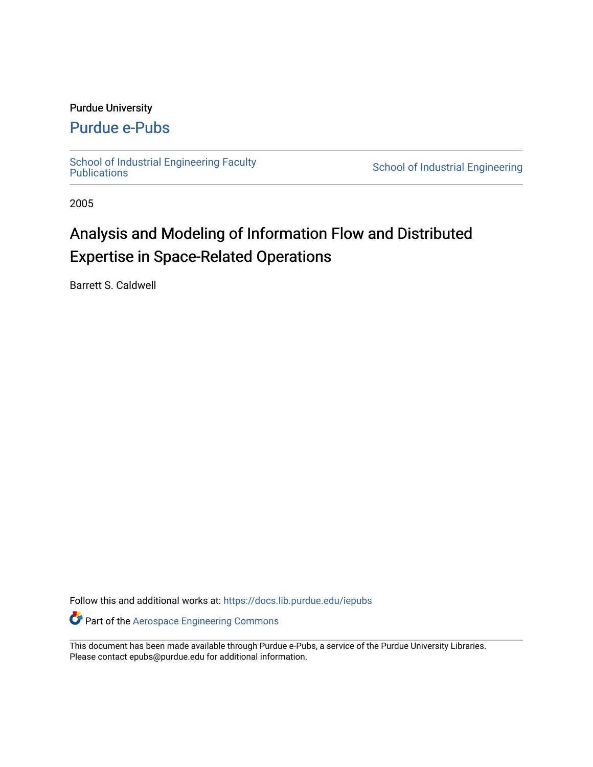Purdue University

# Purdue e-Pubs

School of Industrial Engineering Faculty Publications

School of Industrial Engineering

2005

# Analysis and Modeling of Information Flow and Distributed Expertise in Space-Related Operations

Barrett S. Caldwell

Follow this and additional works at: https://docs.lib.purdue.edu/iepubs

Part of the Aerospace Engineering Commons

This document has been made available through Purdue e-Pubs, a service of the Purdue University Libraries. Please contact epubs@purdue.edu for additional information.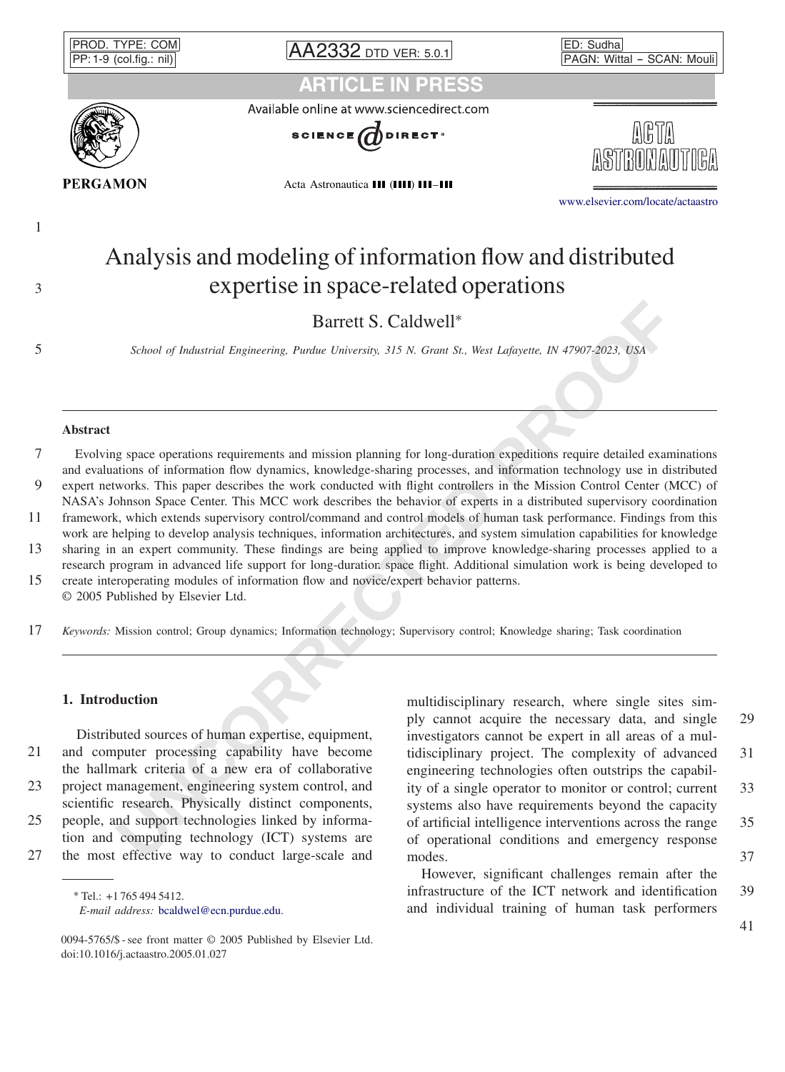# Analysis and modeling of information flow and distributed expertise in space-related operations

Barrett S. Caldwell*

*School of Industrial Engineering, Purdue University, 315 N. Grant St., West Lafayette, IN 47907-2023, USA*

---

## Abstract

Evolving space operations requirements and mission planning for long-duration expeditions require detailed examinations and evaluations of information flow dynamics, knowledge-sharing processes, and information technology use in distributed expert networks. This paper describes the work conducted with flight controllers in the Mission Control Center (MCC) of NASA's Johnson Space Center. This MCC work describes the behavior of experts in a distributed supervisory coordination framework, which extends supervisory control/command and control models of human task performance. Findings from this work are helping to develop analysis techniques, information architectures, and system simulation capabilities for knowledge sharing in an expert community. These findings are being applied to improve knowledge-sharing processes applied to a research program in advanced life support for long-duration space flight. Additional simulation work is being developed to create interoperating modules of information flow and novice/expert behavior patterns.

© 2005 Published by Elsevier Ltd.

*Keywords:* Mission control; Group dynamics; Information technology; Supervisory control; Knowledge sharing; Task coordination

---

## 1. Introduction

Distributed sources of human expertise, equipment, and computer processing capability have become the hallmark criteria of a new era of collaborative project management, engineering system control, and scientific research. Physically distinct components, people, and support technologies linked by information and computing technology (ICT) systems are the most effective way to conduct large-scale and multidisciplinary research, where single sites simply cannot acquire the necessary data, and single investigators cannot be expert in all areas of a multidisciplinary project. The complexity of advanced engineering technologies often outstrips the capability of a single operator to monitor or control; current systems also have requirements beyond the capacity of artificial intelligence interventions across the range of operational conditions and emergency response modes.

However, significant challenges remain after the infrastructure of the ICT network and identification and individual training of human task performers

---

* Tel.: +1 765 494 5412.
*E-mail address:* bcaldwel@ecn.purdue.edu.

0094-5765/$ - see front matter © 2005 Published by Elsevier Ltd.
doi:10.1016/j.actaastro.2005.01.027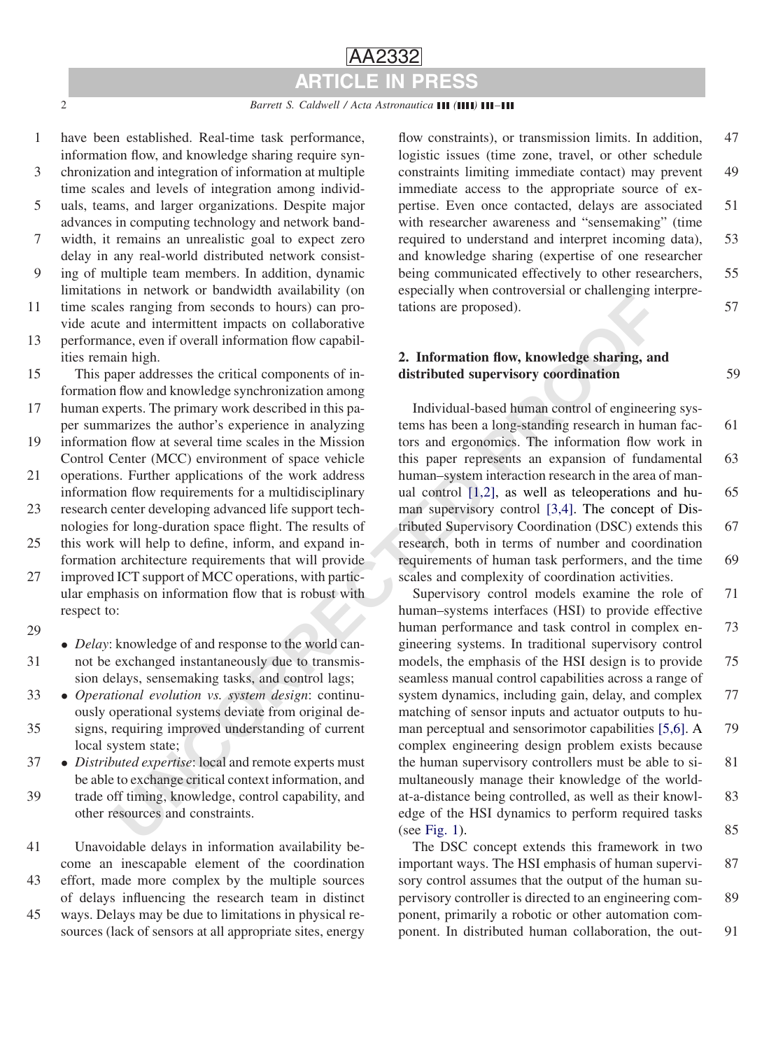have been established. Real-time task performance, information flow, and knowledge sharing require synchronization and integration of information at multiple time scales and levels of integration among individuals, teams, and larger organizations. Despite major advances in computing technology and network bandwidth, it remains an unrealistic goal to expect zero delay in any real-world distributed network consisting of multiple team members. In addition, dynamic limitations in network or bandwidth availability (on time scales ranging from seconds to hours) can provide acute and intermittent impacts on collaborative performance, even if overall information flow capabilities remain high.

This paper addresses the critical components of information flow and knowledge synchronization among human experts. The primary work described in this paper summarizes the author's experience in analyzing information flow at several time scales in the Mission Control Center (MCC) environment of space vehicle operations. Further applications of the work address information flow requirements for a multidisciplinary research center developing advanced life support technologies for long-duration space flight. The results of this work will help to define, inform, and expand information architecture requirements that will provide improved ICT support of MCC operations, with particular emphasis on information flow that is robust with respect to:

- *Delay*: knowledge of and response to the world cannot be exchanged instantaneously due to transmission delays, sensemaking tasks, and control lags;
- *Operational evolution vs. system design*: continuously operational systems deviate from original designs, requiring improved understanding of current local system state;
- *Distributed expertise*: local and remote experts must be able to exchange critical context information, and trade off timing, knowledge, control capability, and other resources and constraints.

Unavoidable delays in information availability become an inescapable element of the coordination effort, made more complex by the multiple sources of delays influencing the research team in distinct ways. Delays may be due to limitations in physical resources (lack of sensors at all appropriate sites, energy flow constraints), or transmission limits. In addition, logistic issues (time zone, travel, or other schedule constraints limiting immediate contact) may prevent immediate access to the appropriate source of expertise. Even once contacted, delays are associated with researcher awareness and "sensemaking" (time required to understand and interpret incoming data), and knowledge sharing (expertise of one researcher being communicated effectively to other researchers, especially when controversial or challenging interpretations are proposed).

## 2. Information flow, knowledge sharing, and distributed supervisory coordination

Individual-based human control of engineering systems has been a long-standing research in human factors and ergonomics. The information flow work in this paper represents an expansion of fundamental human–system interaction research in the area of manual control [1,2], as well as teleoperations and human supervisory control [3,4]. The concept of Distributed Supervisory Coordination (DSC) extends this research, both in terms of number and coordination requirements of human task performers, and the time scales and complexity of coordination activities.

Supervisory control models examine the role of human–systems interfaces (HSI) to provide effective human performance and task control in complex engineering systems. In traditional supervisory control models, the emphasis of the HSI design is to provide seamless manual control capabilities across a range of system dynamics, including gain, delay, and complex matching of sensor inputs and actuator outputs to human perceptual and sensorimotor capabilities [5,6]. A complex engineering design problem exists because the human supervisory controllers must be able to simultaneously manage their knowledge of the world-at-a-distance being controlled, as well as their knowledge of the HSI dynamics to perform required tasks (see Fig. 1).

The DSC concept extends this framework in two important ways. The HSI emphasis of human supervisory control assumes that the output of the human supervisory controller is directed to an engineering component, primarily a robotic or other automation component. In distributed human collaboration, the out-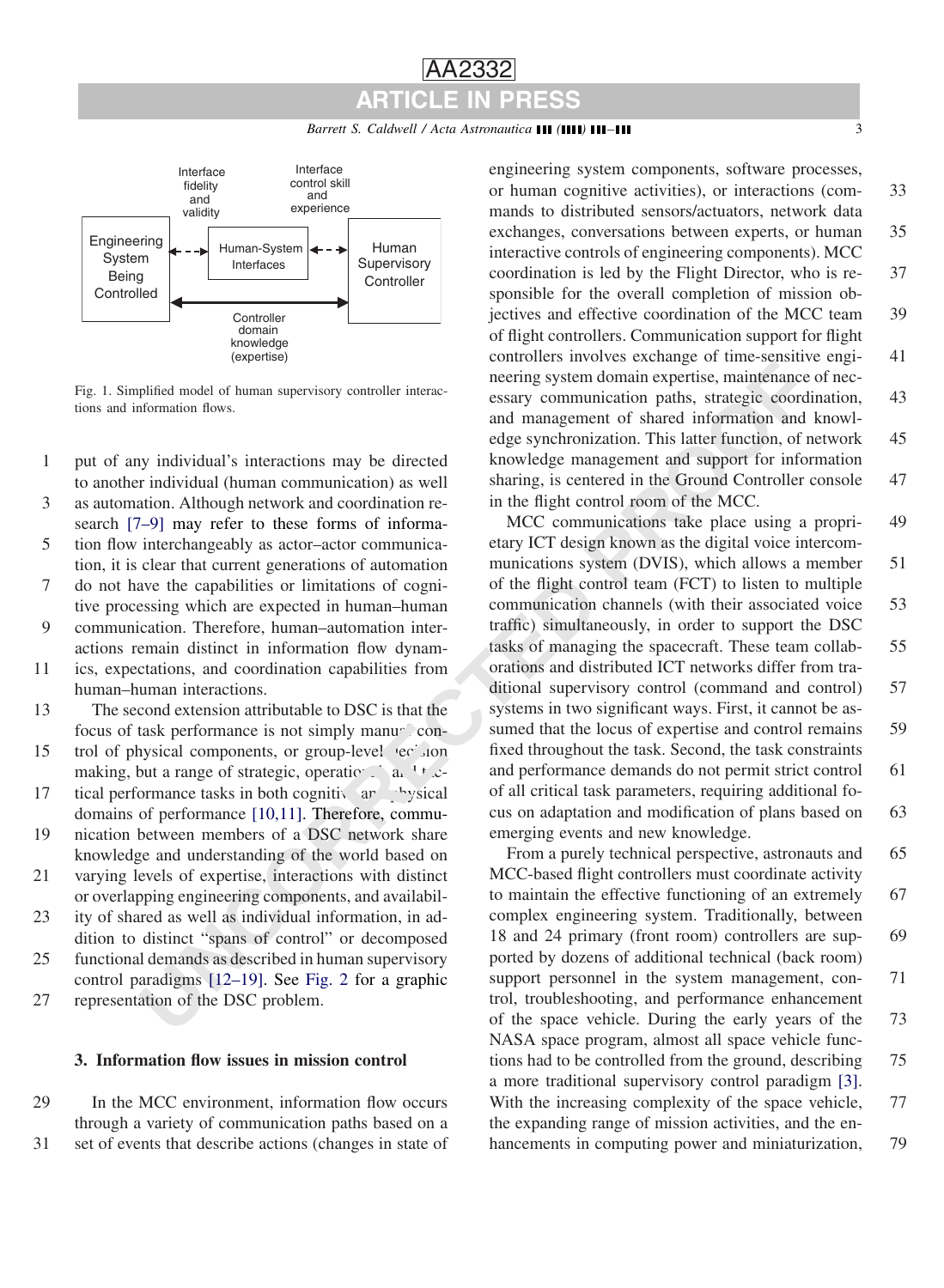Interface fidelity and validity

Interface control skill and experience

Engineering System Being Controlled

Human-System Interfaces

Human Supervisory Controller

Controller domain knowledge (expertise)

Fig. 1. Simplified model of human supervisory controller interactions and information flows.

put of any individual's interactions may be directed to another individual (human communication) as well as automation. Although network and coordination research [7–9] may refer to these forms of information flow interchangeably as actor–actor communication, it is clear that current generations of automation do not have the capabilities or limitations of cognitive processing which are expected in human–human communication. Therefore, human–automation interactions remain distinct in information flow dynamics, expectations, and coordination capabilities from human–human interactions.

The second extension attributable to DSC is that the focus of task performance is not simply manual control of physical components, or group-level decision making, but a range of strategic, operational and tactical performance tasks in both cognitive and physical domains of performance [10,11]. Therefore, communication between members of a DSC network share knowledge and understanding of the world based on varying levels of expertise, interactions with distinct or overlapping engineering components, and availability of shared as well as individual information, in addition to distinct "spans of control" or decomposed functional demands as described in human supervisory control paradigms [12–19]. See Fig. 2 for a graphic representation of the DSC problem.

## 3. Information flow issues in mission control

In the MCC environment, information flow occurs through a variety of communication paths based on a set of events that describe actions (changes in state of engineering system components, software processes, or human cognitive activities), or interactions (commands to distributed sensors/actuators, network data exchanges, conversations between experts, or human interactive controls of engineering components). MCC coordination is led by the Flight Director, who is responsible for the overall completion of mission objectives and effective coordination of the MCC team of flight controllers. Communication support for flight controllers involves exchange of time-sensitive engineering system domain expertise, maintenance of necessary communication paths, strategic coordination, and management of shared information and knowledge synchronization. This latter function, of network knowledge management and support for information sharing, is centered in the Ground Controller console in the flight control room of the MCC.

MCC communications take place using a proprietary ICT design known as the digital voice intercommunications system (DVIS), which allows a member of the flight control team (FCT) to listen to multiple communication channels (with their associated voice traffic) simultaneously, in order to support the DSC tasks of managing the spacecraft. These team collaborations and distributed ICT networks differ from traditional supervisory control (command and control) systems in two significant ways. First, it cannot be assumed that the locus of expertise and control remains fixed throughout the task. Second, the task constraints and performance demands do not permit strict control of all critical task parameters, requiring additional focus on adaptation and modification of plans based on emerging events and new knowledge.

From a purely technical perspective, astronauts and MCC-based flight controllers must coordinate activity to maintain the effective functioning of an extremely complex engineering system. Traditionally, between 18 and 24 primary (front room) controllers are supported by dozens of additional technical (back room) support personnel in the system management, control, troubleshooting, and performance enhancement of the space vehicle. During the early years of the NASA space program, almost all space vehicle functions had to be controlled from the ground, describing a more traditional supervisory control paradigm [3]. With the increasing complexity of the space vehicle, the expanding range of mission activities, and the enhancements in computing power and miniaturization,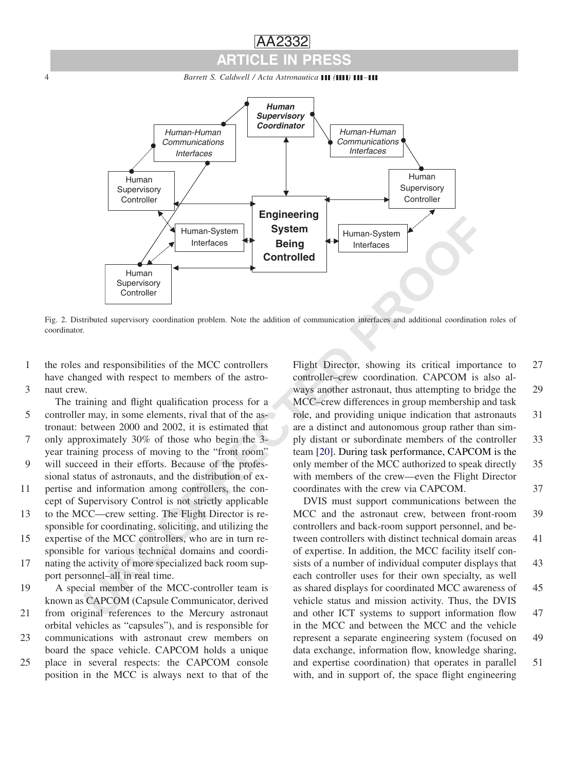Human Supervisory Coordinator

Human-Human Communications Interfaces

Human-Human Communications Interfaces

Human Supervisory Controller

Human Supervisory Controller

Engineering System Being Controlled

Human-System Interfaces

Human-System Interfaces

Human Supervisory Controller

Fig. 2. Distributed supervisory coordination problem. Note the addition of communication interfaces and additional coordination roles of coordinator.

the roles and responsibilities of the MCC controllers have changed with respect to members of the astronaut crew.

The training and flight qualification process for a controller may, in some elements, rival that of the astronaut: between 2000 and 2002, it is estimated that only approximately 30% of those who begin the 3-year training process of moving to the "front room" will succeed in their efforts. Because of the professional status of astronauts, and the distribution of expertise and information among controllers, the concept of Supervisory Control is not strictly applicable to the MCC—crew setting. The Flight Director is responsible for coordinating, soliciting, and utilizing the expertise of the MCC controllers, who are in turn responsible for various technical domains and coordinating the activity of more specialized back room support personnel–all in real time.

A special member of the MCC-controller team is known as CAPCOM (Capsule Communicator, derived from original references to the Mercury astronaut orbital vehicles as "capsules"), and is responsible for communications with astronaut crew members on board the space vehicle. CAPCOM holds a unique place in several respects: the CAPCOM console position in the MCC is always next to that of the Flight Director, showing its critical importance to controller–crew coordination. CAPCOM is also always another astronaut, thus attempting to bridge the MCC–crew differences in group membership and task role, and providing unique indication that astronauts are a distinct and autonomous group rather than simply distant or subordinate members of the controller team [20]. During task performance, CAPCOM is the only member of the MCC authorized to speak directly with members of the crew—even the Flight Director coordinates with the crew via CAPCOM.

DVIS must support communications between the MCC and the astronaut crew, between front-room controllers and back-room support personnel, and between controllers with distinct technical domain areas of expertise. In addition, the MCC facility itself consists of a number of individual computer displays that each controller uses for their own specialty, as well as shared displays for coordinated MCC awareness of vehicle status and mission activity. Thus, the DVIS and other ICT systems to support information flow in the MCC and between the MCC and the vehicle represent a separate engineering system (focused on data exchange, information flow, knowledge sharing, and expertise coordination) that operates in parallel with, and in support of, the space flight engineering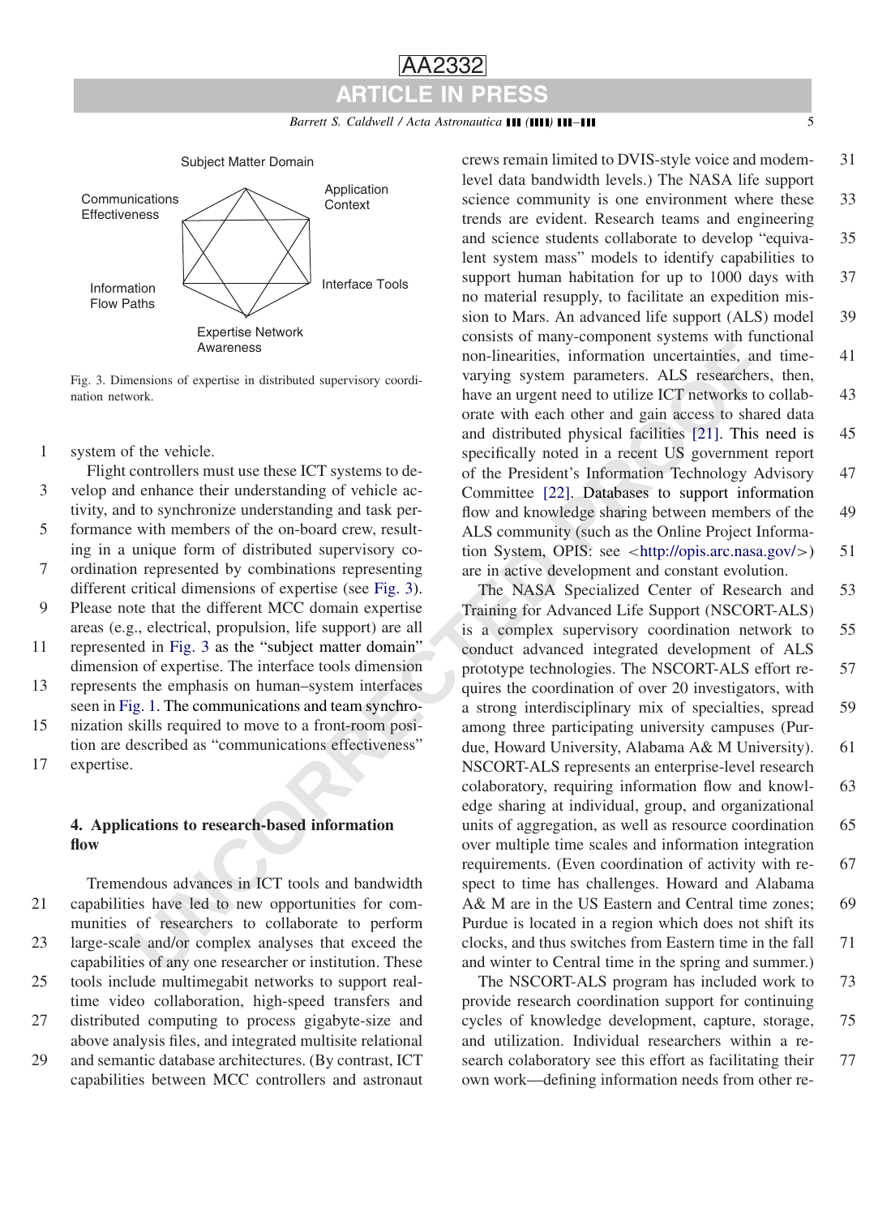Subject Matter Domain

Communications Effectiveness

Application Context

Information Flow Paths

Interface Tools

Expertise Network Awareness

Fig. 3. Dimensions of expertise in distributed supervisory coordination network.

system of the vehicle.

Flight controllers must use these ICT systems to develop and enhance their understanding of vehicle activity, and to synchronize understanding and task performance with members of the on-board crew, resulting in a unique form of distributed supervisory coordination represented by combinations representing different critical dimensions of expertise (see Fig. 3). Please note that the different MCC domain expertise areas (e.g., electrical, propulsion, life support) are all represented in Fig. 3 as the "subject matter domain" dimension of expertise. The interface tools dimension represents the emphasis on human–system interfaces seen in Fig. 1. The communications and team synchronization skills required to move to a front-room position are described as "communications effectiveness" expertise.

## 4. Applications to research-based information flow

Tremendous advances in ICT tools and bandwidth capabilities have led to new opportunities for communities of researchers to collaborate to perform large-scale and/or complex analyses that exceed the capabilities of any one researcher or institution. These tools include multimegabit networks to support real-time video collaboration, high-speed transfers and distributed computing to process gigabyte-size and above analysis files, and integrated multisite relational and semantic database architectures. (By contrast, ICT capabilities between MCC controllers and astronaut crews remain limited to DVIS-style voice and modem-level data bandwidth levels.) The NASA life support science community is one environment where these trends are evident. Research teams and engineering and science students collaborate to develop "equivalent system mass" models to identify capabilities to support human habitation for up to 1000 days with no material resupply, to facilitate an expedition mission to Mars. An advanced life support (ALS) model consists of many-component systems with functional non-linearities, information uncertainties, and time-varying system parameters. ALS researchers, then, have an urgent need to utilize ICT networks to collaborate with each other and gain access to shared data and distributed physical facilities [21]. This need is specifically noted in a recent US government report of the President's Information Technology Advisory Committee [22]. Databases to support information flow and knowledge sharing between members of the ALS community (such as the Online Project Information System, OPIS: see <http://opis.arc.nasa.gov/>) are in active development and constant evolution.

The NASA Specialized Center of Research and Training for Advanced Life Support (NSCORT-ALS) is a complex supervisory coordination network to conduct advanced integrated development of ALS prototype technologies. The NSCORT-ALS effort requires the coordination of over 20 investigators, with a strong interdisciplinary mix of specialties, spread among three participating university campuses (Purdue, Howard University, Alabama A& M University). NSCORT-ALS represents an enterprise-level research colaboratory, requiring information flow and knowledge sharing at individual, group, and organizational units of aggregation, as well as resource coordination over multiple time scales and information integration requirements. (Even coordination of activity with respect to time has challenges. Howard and Alabama A& M are in the US Eastern and Central time zones; Purdue is located in a region which does not shift its clocks, and thus switches from Eastern time in the fall and winter to Central time in the spring and summer.)

The NSCORT-ALS program has included work to provide research coordination support for continuing cycles of knowledge development, capture, storage, and utilization. Individual researchers within a research colaboratory see this effort as facilitating their own work—defining information needs from other re-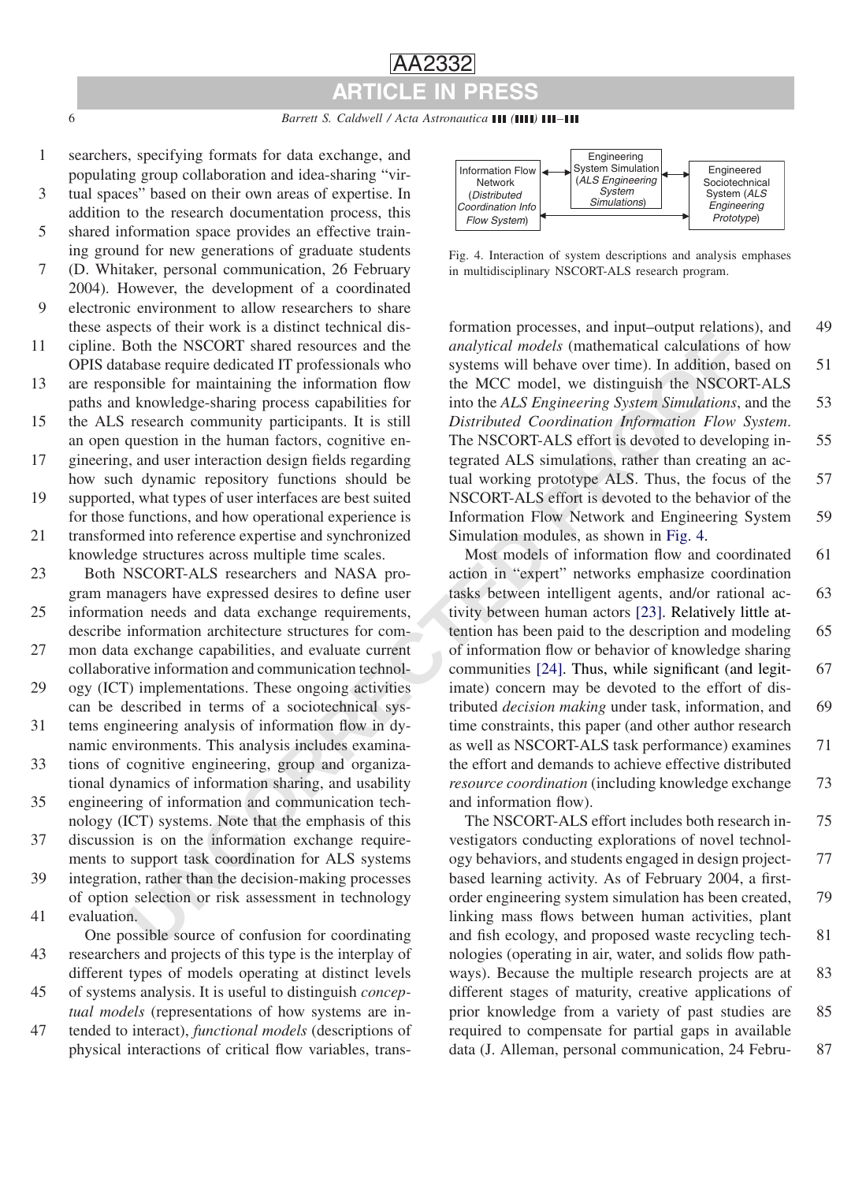searchers, specifying formats for data exchange, and populating group collaboration and idea-sharing "virtual spaces" based on their own areas of expertise. In addition to the research documentation process, this shared information space provides an effective training ground for new generations of graduate students (D. Whitaker, personal communication, 26 February 2004). However, the development of a coordinated electronic environment to allow researchers to share these aspects of their work is a distinct technical discipline. Both the NSCORT shared resources and the OPIS database require dedicated IT professionals who are responsible for maintaining the information flow paths and knowledge-sharing process capabilities for the ALS research community participants. It is still an open question in the human factors, cognitive engineering, and user interaction design fields regarding how such dynamic repository functions should be supported, what types of user interfaces are best suited for those functions, and how operational experience is transformed into reference expertise and synchronized knowledge structures across multiple time scales.

Both NSCORT-ALS researchers and NASA program managers have expressed desires to define user information needs and data exchange requirements, describe information architecture structures for common data exchange capabilities, and evaluate current collaborative information and communication technology (ICT) implementations. These ongoing activities can be described in terms of a sociotechnical systems engineering analysis of information flow in dynamic environments. This analysis includes examinations of cognitive engineering, group and organizational dynamics of information sharing, and usability engineering of information and communication technology (ICT) systems. Note that the emphasis of this discussion is on the information exchange requirements to support task coordination for ALS systems integration, rather than the decision-making processes of option selection or risk assessment in technology evaluation.

One possible source of confusion for coordinating researchers and projects of this type is the interplay of different types of models operating at distinct levels of systems analysis. It is useful to distinguish *conceptual models* (representations of how systems are intended to interact), *functional models* (descriptions of physical interactions of critical flow variables, transformation processes, and input–output relations), and *analytical models* (mathematical calculations of how systems will behave over time). In addition, based on the MCC model, we distinguish the NSCORT-ALS into the *ALS Engineering System Simulations*, and the *Distributed Coordination Information Flow System*. The NSCORT-ALS effort is devoted to developing integrated ALS simulations, rather than creating an actual working prototype ALS. Thus, the focus of the NSCORT-ALS effort is devoted to the behavior of the Information Flow Network and Engineering System Simulation modules, as shown in Fig. 4.

Information Flow Network (*Distributed Coordination Info Flow System*)
Engineering System Simulation (*ALS Engineering System Simulations*)
Engineered Sociotechnical System (*ALS Engineering Prototype*)

Fig. 4. Interaction of system descriptions and analysis emphases in multidisciplinary NSCORT-ALS research program.

Most models of information flow and coordinated action in "expert" networks emphasize coordination tasks between intelligent agents, and/or rational activity between human actors [23]. Relatively little attention has been paid to the description and modeling of information flow or behavior of knowledge sharing communities [24]. Thus, while significant (and legitimate) concern may be devoted to the effort of distributed *decision making* under task, information, and time constraints, this paper (and other author research as well as NSCORT-ALS task performance) examines the effort and demands to achieve effective distributed *resource coordination* (including knowledge exchange and information flow).

The NSCORT-ALS effort includes both research investigators conducting explorations of novel technology behaviors, and students engaged in design project-based learning activity. As of February 2004, a first-order engineering system simulation has been created, linking mass flows between human activities, plant and fish ecology, and proposed waste recycling technologies (operating in air, water, and solids flow pathways). Because the multiple research projects are at different stages of maturity, creative applications of prior knowledge from a variety of past studies are required to compensate for partial gaps in available data (J. Alleman, personal communication, 24 Febru-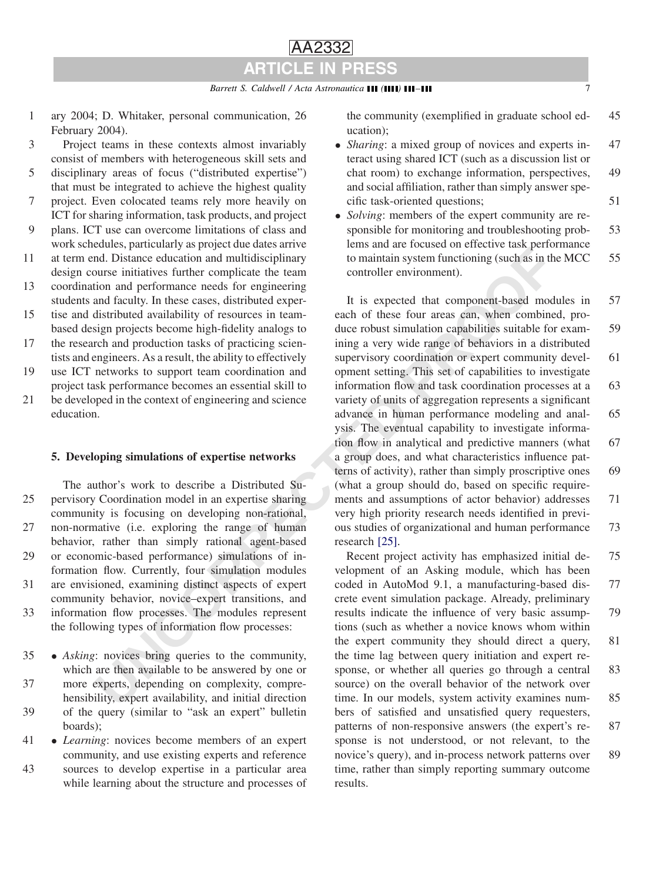ary 2004; D. Whitaker, personal communication, 26 February 2004).

Project teams in these contexts almost invariably consist of members with heterogeneous skill sets and disciplinary areas of focus ("distributed expertise") that must be integrated to achieve the highest quality project. Even colocated teams rely more heavily on ICT for sharing information, task products, and project plans. ICT use can overcome limitations of class and work schedules, particularly as project due dates arrive at term end. Distance education and multidisciplinary design course initiatives further complicate the team coordination and performance needs for engineering students and faculty. In these cases, distributed expertise and distributed availability of resources in team-based design projects become high-fidelity analogs to the research and production tasks of practicing scientists and engineers. As a result, the ability to effectively use ICT networks to support team coordination and project task performance becomes an essential skill to be developed in the context of engineering and science education.

## 5. Developing simulations of expertise networks

The author's work to describe a Distributed Supervisory Coordination model in an expertise sharing community is focusing on developing non-rational, non-normative (i.e. exploring the range of human behavior, rather than simply rational agent-based or economic-based performance) simulations of information flow. Currently, four simulation modules are envisioned, examining distinct aspects of expert community behavior, novice–expert transitions, and information flow processes. The modules represent the following types of information flow processes:

- *Asking*: novices bring queries to the community, which are then available to be answered by one or more experts, depending on complexity, comprehensibility, expert availability, and initial direction of the query (similar to "ask an expert" bulletin boards);
- *Learning*: novices become members of an expert community, and use existing experts and reference sources to develop expertise in a particular area while learning about the structure and processes of the community (exemplified in graduate school education);
- *Sharing*: a mixed group of novices and experts interact using shared ICT (such as a discussion list or chat room) to exchange information, perspectives, and social affiliation, rather than simply answer specific task-oriented questions;
- *Solving*: members of the expert community are responsible for monitoring and troubleshooting problems and are focused on effective task performance to maintain system functioning (such as in the MCC controller environment).

It is expected that component-based modules in each of these four areas can, when combined, produce robust simulation capabilities suitable for examining a very wide range of behaviors in a distributed supervisory coordination or expert community development setting. This set of capabilities to investigate information flow and task coordination processes at a variety of units of aggregation represents a significant advance in human performance modeling and analysis. The eventual capability to investigate information flow in analytical and predictive manners (what a group does, and what characteristics influence patterns of activity), rather than simply proscriptive ones (what a group should do, based on specific requirements and assumptions of actor behavior) addresses very high priority research needs identified in previous studies of organizational and human performance research [25].

Recent project activity has emphasized initial development of an Asking module, which has been coded in AutoMod 9.1, a manufacturing-based discrete event simulation package. Already, preliminary results indicate the influence of very basic assumptions (such as whether a novice knows whom within the expert community they should direct a query, the time lag between query initiation and expert response, or whether all queries go through a central source) on the overall behavior of the network over time. In our models, system activity examines numbers of satisfied and unsatisfied query requesters, patterns of non-responsive answers (the expert's response is not understood, or not relevant, to the novice's query), and in-process network patterns over time, rather than simply reporting summary outcome results.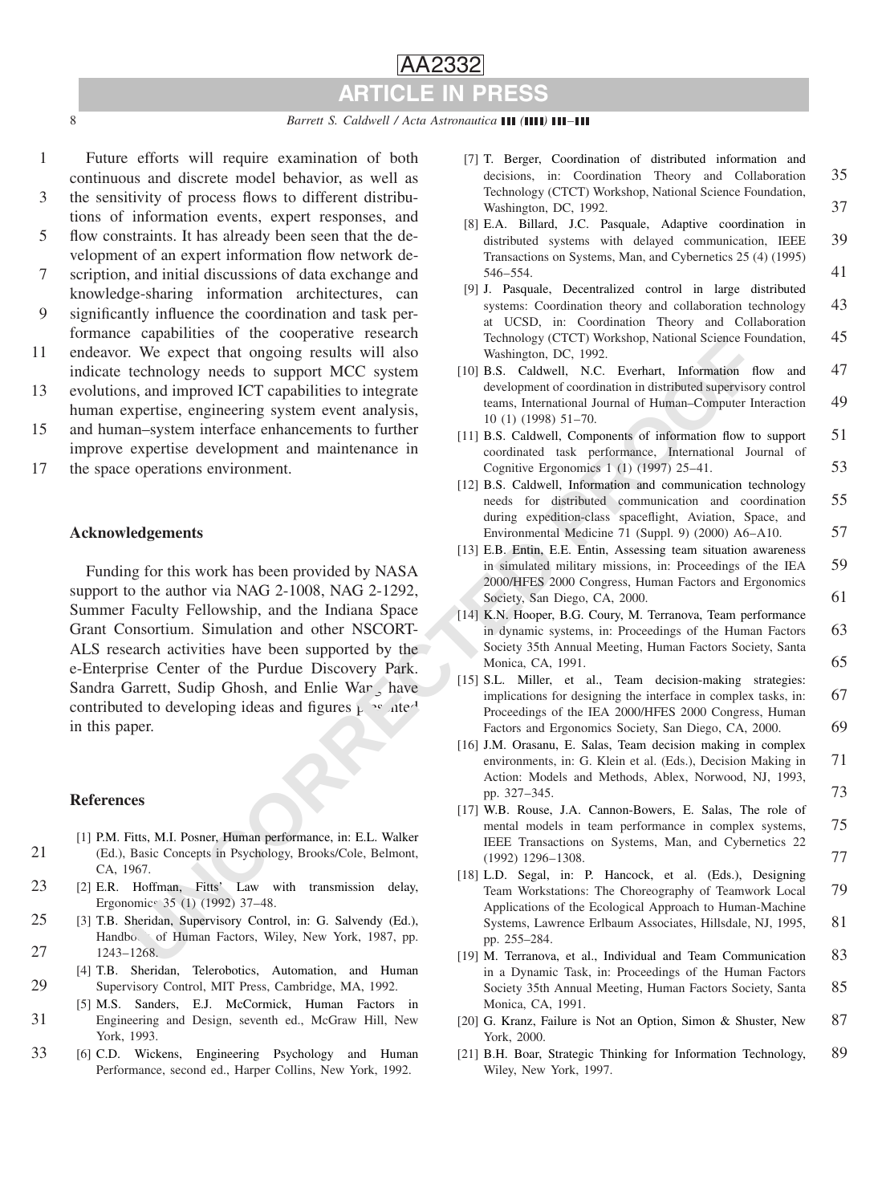Future efforts will require examination of both continuous and discrete model behavior, as well as the sensitivity of process flows to different distributions of information events, expert responses, and flow constraints. It has already been seen that the development of an expert information flow network description, and initial discussions of data exchange and knowledge-sharing information architectures, can significantly influence the coordination and task performance capabilities of the cooperative research endeavor. We expect that ongoing results will also indicate technology needs to support MCC system evolutions, and improved ICT capabilities to integrate human expertise, engineering system event analysis, and human–system interface enhancements to further improve expertise development and maintenance in the space operations environment.

## Acknowledgements

Funding for this work has been provided by NASA support to the author via NAG 2-1008, NAG 2-1292, Summer Faculty Fellowship, and the Indiana Space Grant Consortium. Simulation and other NSCORT-ALS research activities have been supported by the e-Enterprise Center of the Purdue Discovery Park. Sandra Garrett, Sudip Ghosh, and Enlie Wang have contributed to developing ideas and figures presented in this paper.

## References

[1] P.M. Fitts, M.I. Posner, Human performance, in: E.L. Walker (Ed.), Basic Concepts in Psychology, Brooks/Cole, Belmont, CA, 1967.

[2] E.R. Hoffman, Fitts' Law with transmission delay, Ergonomics 35 (1) (1992) 37–48.

[3] T.B. Sheridan, Supervisory Control, in: G. Salvendy (Ed.), Handbook of Human Factors, Wiley, New York, 1987, pp. 1243–1268.

[4] T.B. Sheridan, Telerobotics, Automation, and Human Supervisory Control, MIT Press, Cambridge, MA, 1992.

[5] M.S. Sanders, E.J. McCormick, Human Factors in Engineering and Design, seventh ed., McGraw Hill, New York, 1993.

[6] C.D. Wickens, Engineering Psychology and Human Performance, second ed., Harper Collins, New York, 1992.

[7] T. Berger, Coordination of distributed information and decisions, in: Coordination Theory and Collaboration Technology (CTCT) Workshop, National Science Foundation, Washington, DC, 1992.

[8] E.A. Billard, J.C. Pasquale, Adaptive coordination in distributed systems with delayed communication, IEEE Transactions on Systems, Man, and Cybernetics 25 (4) (1995) 546–554.

[9] J. Pasquale, Decentralized control in large distributed systems: Coordination theory and collaboration technology at UCSD, in: Coordination Theory and Collaboration Technology (CTCT) Workshop, National Science Foundation, Washington, DC, 1992.

[10] B.S. Caldwell, N.C. Everhart, Information flow and development of coordination in distributed supervisory control teams, International Journal of Human–Computer Interaction 10 (1) (1998) 51–70.

[11] B.S. Caldwell, Components of information flow to support coordinated task performance, International Journal of Cognitive Ergonomics 1 (1) (1997) 25–41.

[12] B.S. Caldwell, Information and communication technology needs for distributed communication and coordination during expedition-class spaceflight, Aviation, Space, and Environmental Medicine 71 (Suppl. 9) (2000) A6–A10.

[13] E.B. Entin, E.E. Entin, Assessing team situation awareness in simulated military missions, in: Proceedings of the IEA 2000/HFES 2000 Congress, Human Factors and Ergonomics Society, San Diego, CA, 2000.

[14] K.N. Hooper, B.G. Coury, M. Terranova, Team performance in dynamic systems, in: Proceedings of the Human Factors Society 35th Annual Meeting, Human Factors Society, Santa Monica, CA, 1991.

[15] S.L. Miller, et al., Team decision-making strategies: implications for designing the interface in complex tasks, in: Proceedings of the IEA 2000/HFES 2000 Congress, Human Factors and Ergonomics Society, San Diego, CA, 2000.

[16] J.M. Orasanu, E. Salas, Team decision making in complex environments, in: G. Klein et al. (Eds.), Decision Making in Action: Models and Methods, Ablex, Norwood, NJ, 1993, pp. 327–345.

[17] W.B. Rouse, J.A. Cannon-Bowers, E. Salas, The role of mental models in team performance in complex systems, IEEE Transactions on Systems, Man, and Cybernetics 22 (1992) 1296–1308.

[18] L.D. Segal, in: P. Hancock, et al. (Eds.), Designing Team Workstations: The Choreography of Teamwork Local Applications of the Ecological Approach to Human-Machine Systems, Lawrence Erlbaum Associates, Hillsdale, NJ, 1995, pp. 255–284.

[19] M. Terranova, et al., Individual and Team Communication in a Dynamic Task, in: Proceedings of the Human Factors Society 35th Annual Meeting, Human Factors Society, Santa Monica, CA, 1991.

[20] G. Kranz, Failure is Not an Option, Simon & Shuster, New York, 2000.

[21] B.H. Boar, Strategic Thinking for Information Technology, Wiley, New York, 1997.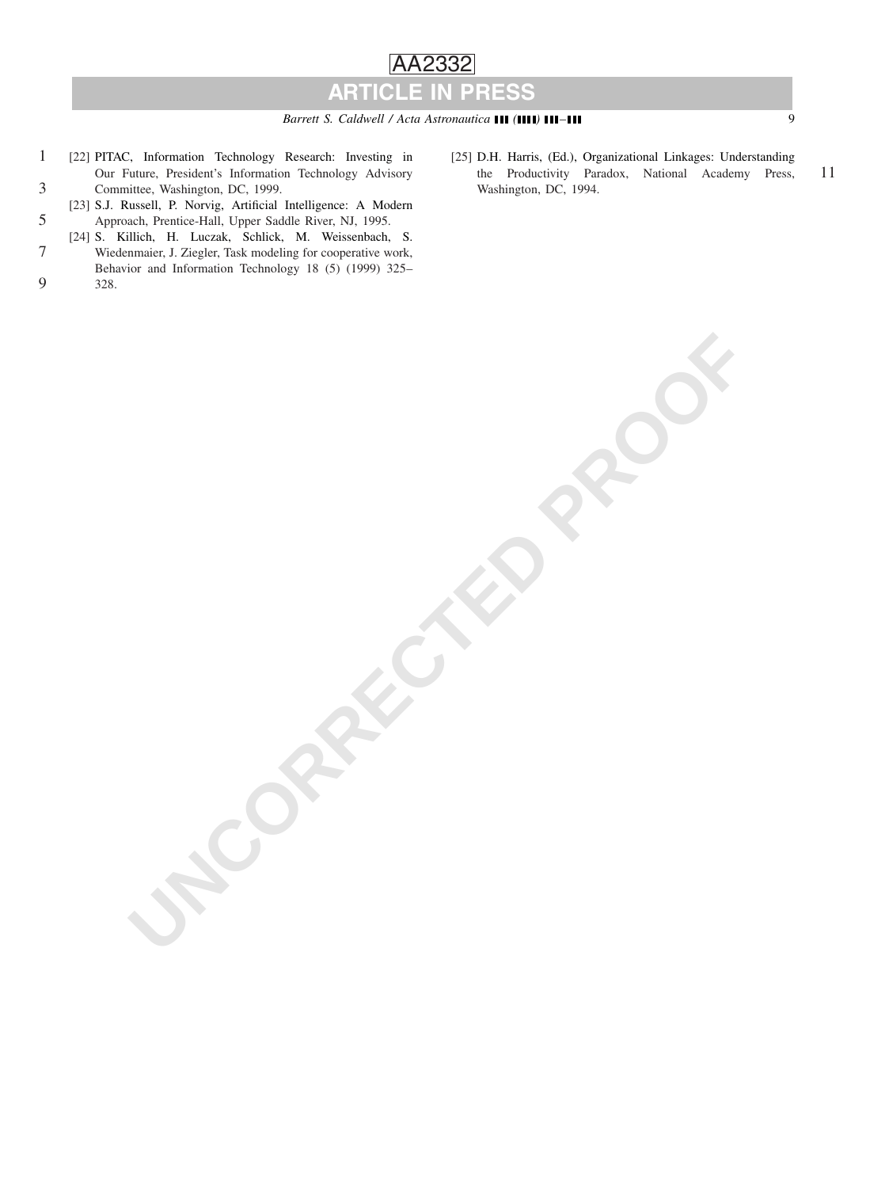[22] PITAC, Information Technology Research: Investing in Our Future, President's Information Technology Advisory Committee, Washington, DC, 1999.

[23] S.J. Russell, P. Norvig, Artificial Intelligence: A Modern Approach, Prentice-Hall, Upper Saddle River, NJ, 1995.

[24] S. Killich, H. Luczak, Schlick, M. Weissenbach, S. Wiedenmaier, J. Ziegler, Task modeling for cooperative work, Behavior and Information Technology 18 (5) (1999) 325–328.

[25] D.H. Harris, (Ed.), Organizational Linkages: Understanding the Productivity Paradox, National Academy Press, Washington, DC, 1994.